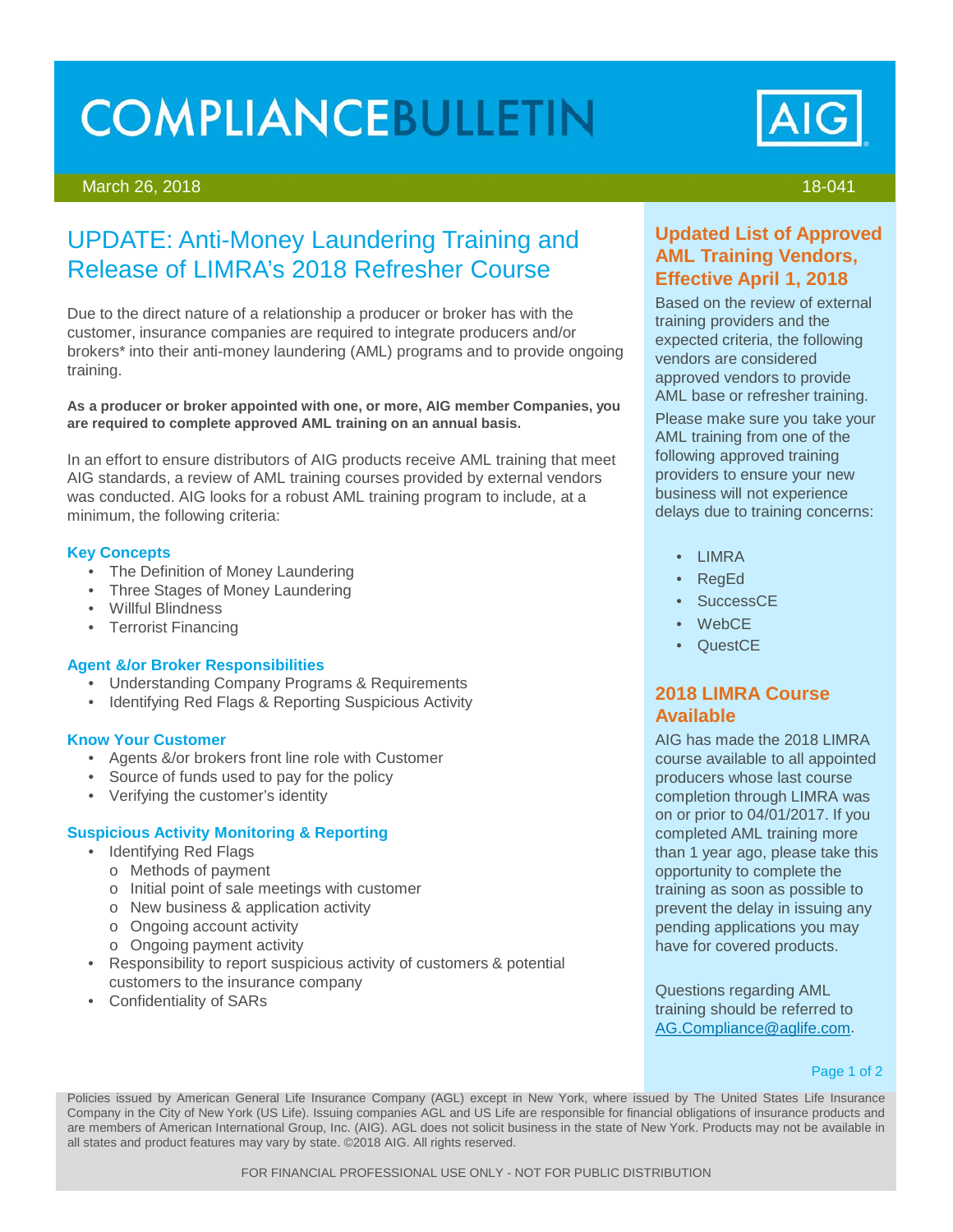# COMPLIANCEBULLETIN

March 26, 2018 18-041

## UPDATE: Anti-Money Laundering Training and Release of LIMRA's 2018 Refresher Course

Due to the direct nature of a relationship a producer or broker has with the customer, insurance companies are required to integrate producers and/or brokers* into their anti-money laundering (AML) programs and to provide ongoing training.

**As a producer or broker appointed with one, or more, AIG member Companies, you are required to complete approved AML training on an annual basis.**

In an effort to ensure distributors of AIG products receive AML training that meet AIG standards, a review of AML training courses provided by external vendors was conducted. AIG looks for a robust AML training program to include, at a minimum, the following criteria:

### Key Concepts

- The Definition of Money Laundering
- Three Stages of Money Laundering
- Willful Blindness
- Terrorist Financing

### Agent &/or Broker Responsibilities

- Understanding Company Programs & Requirements
- Identifying Red Flags & Reporting Suspicious Activity

### Know Your Customer

- Agents &/or brokers front line role with Customer
- Source of funds used to pay for the policy
- Verifying the customer's identity

### Suspicious Activity Monitoring & Reporting

- Identifying Red Flags
  - Methods of payment
  - Initial point of sale meetings with customer
  - New business & application activity
  - Ongoing account activity
  - Ongoing payment activity
- Responsibility to report suspicious activity of customers & potential customers to the insurance company
- Confidentiality of SARs

## Updated List of Approved AML Training Vendors, Effective April 1, 2018

Based on the review of external training providers and the expected criteria, the following vendors are considered approved vendors to provide AML base or refresher training.

Please make sure you take your AML training from one of the following approved training providers to ensure your new business will not experience delays due to training concerns:

- LIMRA
- RegEd
- SuccessCE
- WebCE
- QuestCE

## 2018 LIMRA Course Available

AIG has made the 2018 LIMRA course available to all appointed producers whose last course completion through LIMRA was on or prior to 04/01/2017. If you completed AML training more than 1 year ago, please take this opportunity to complete the training as soon as possible to prevent the delay in issuing any pending applications you may have for covered products.

Questions regarding AML training should be referred to AG.Compliance@aglife.com.

Policies issued by American General Life Insurance Company (AGL) except in New York, where issued by The United States Life Insurance Company in the City of New York (US Life). Issuing companies AGL and US Life are responsible for financial obligations of insurance products and are members of American International Group, Inc. (AIG). AGL does not solicit business in the state of New York. Products may not be available in all states and product features may vary by state. ©2018 AIG. All rights reserved.

FOR FINANCIAL PROFESSIONAL USE ONLY - NOT FOR PUBLIC DISTRIBUTION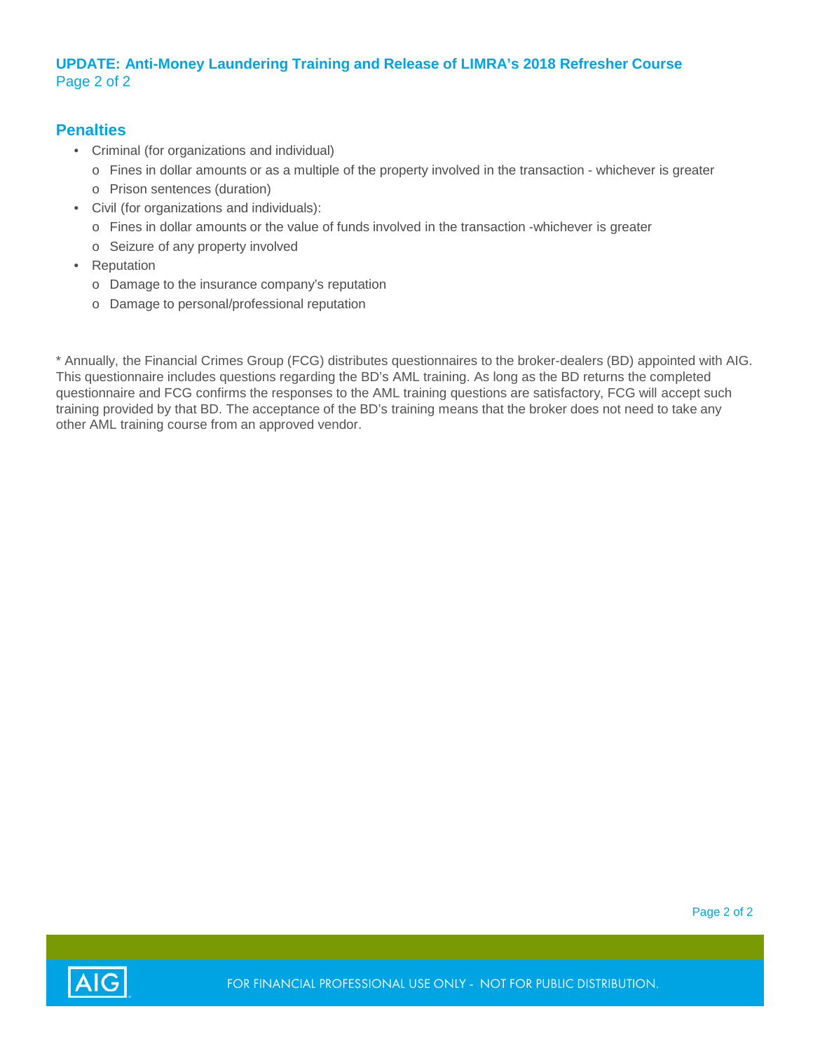## Penalties

- Criminal (for organizations and individual)
  - Fines in dollar amounts or as a multiple of the property involved in the transaction - whichever is greater
  - Prison sentences (duration)
- Civil (for organizations and individuals):
  - Fines in dollar amounts or the value of funds involved in the transaction -whichever is greater
  - Seizure of any property involved
- Reputation
  - Damage to the insurance company's reputation
  - Damage to personal/professional reputation

* Annually, the Financial Crimes Group (FCG) distributes questionnaires to the broker-dealers (BD) appointed with AIG. This questionnaire includes questions regarding the BD's AML training. As long as the BD returns the completed questionnaire and FCG confirms the responses to the AML training questions are satisfactory, FCG will accept such training provided by that BD. The acceptance of the BD's training means that the broker does not need to take any other AML training course from an approved vendor.